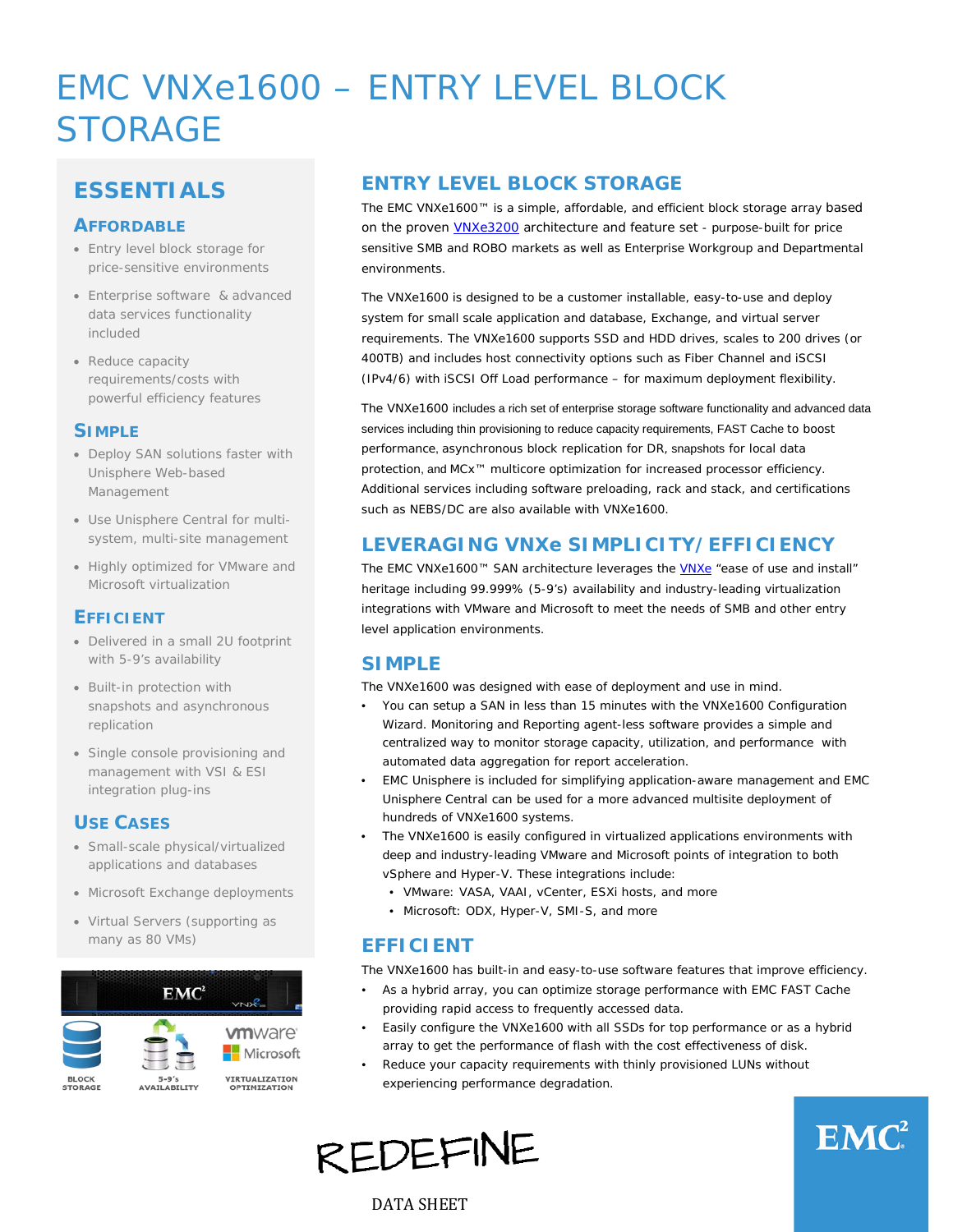# EMC VNXe1600 – ENTRY LEVEL BLOCK STORAGE

## ESSENTIALS

### AFFORDABLE

- Entry level block storage for price-sensitive environments
- Enterprise software & advanced data services functionality included
- Reduce capacity requirements/costs with powerful efficiency features

### SIMPLE

- Deploy SAN solutions faster with Unisphere Web-based Management
- Use Unisphere Central for multi-system, multi-site management
- Highly optimized for VMware and Microsoft virtualization

### EFFICIENT

- Delivered in a small 2U footprint with 5-9's availability
- Built-in protection with snapshots and asynchronous replication
- Single console provisioning and management with VSI & ESI integration plug-ins

### USE CASES

- Small-scale physical/virtualized applications and databases
- Microsoft Exchange deployments
- Virtual Servers (supporting as many as 80 VMs)

BLOCK STORAGE | 5-9's AVAILABILITY | VIRTUALIZATION OPTIMIZATION

## ENTRY LEVEL BLOCK STORAGE

The EMC VNXe1600™ is a simple, affordable, and efficient block storage array based on the proven VNXe3200 architecture and feature set - purpose-built for price sensitive SMB and ROBO markets as well as Enterprise Workgroup and Departmental environments.

The VNXe1600 is designed to be a customer installable, easy-to-use and deploy system for small scale application and database, Exchange, and virtual server requirements. The VNXe1600 supports SSD and HDD drives, scales to 200 drives (or 400TB) and includes host connectivity options such as Fiber Channel and iSCSI (IPv4/6) with iSCSI Off Load performance – for maximum deployment flexibility.

The VNXe1600 includes a rich set of enterprise storage software functionality and advanced data services including thin provisioning to reduce capacity requirements, FAST Cache to boost performance, asynchronous block replication for DR, snapshots for local data protection, and MCx™ multicore optimization for increased processor efficiency. Additional services including software preloading, rack and stack, and certifications such as NEBS/DC are also available with VNXe1600.

## LEVERAGING VNXe SIMPLICITY/EFFICIENCY

The EMC VNXe1600™ SAN architecture leverages the VNXe "ease of use and install" heritage including 99.999% (5-9's) availability and industry-leading virtualization integrations with VMware and Microsoft to meet the needs of SMB and other entry level application environments.

## SIMPLE

The VNXe1600 was designed with ease of deployment and use in mind.

- You can setup a SAN in less than 15 minutes with the VNXe1600 Configuration Wizard. Monitoring and Reporting agent-less software provides a simple and centralized way to monitor storage capacity, utilization, and performance with automated data aggregation for report acceleration.
- EMC Unisphere is included for simplifying application-aware management and EMC Unisphere Central can be used for a more advanced multisite deployment of hundreds of VNXe1600 systems.
- The VNXe1600 is easily configured in virtualized applications environments with deep and industry-leading VMware and Microsoft points of integration to both vSphere and Hyper-V. These integrations include:
  - VMware: VASA, VAAI, vCenter, ESXi hosts, and more
  - Microsoft: ODX, Hyper-V, SMI-S, and more

## EFFICIENT

The VNXe1600 has built-in and easy-to-use software features that improve efficiency.

- As a hybrid array, you can optimize storage performance with EMC FAST Cache providing rapid access to frequently accessed data.
- Easily configure the VNXe1600 with all SSDs for top performance or as a hybrid array to get the performance of flash with the cost effectiveness of disk.
- Reduce your capacity requirements with thinly provisioned LUNs without experiencing performance degradation.

REDEFINE

DATA SHEET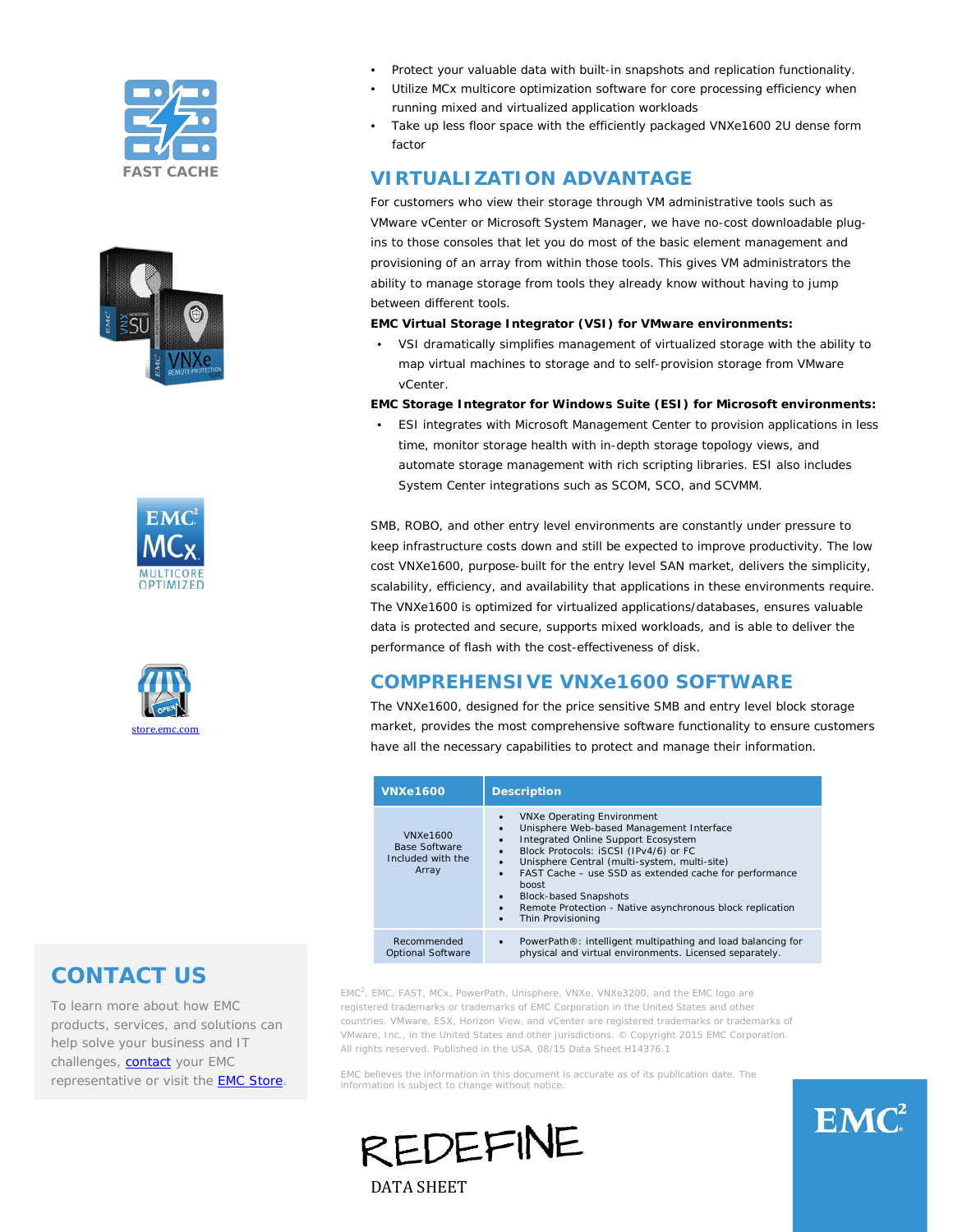FAST CACHE

- Protect your valuable data with built-in snapshots and replication functionality.
- Utilize MCx multicore optimization software for core processing efficiency when running mixed and virtualized application workloads
- Take up less floor space with the efficiently packaged VNXe1600 2U dense form factor

## VIRTUALIZATION ADVANTAGE

For customers who view their storage through VM administrative tools such as VMware vCenter or Microsoft System Manager, we have no-cost downloadable plug-ins to those consoles that let you do most of the basic element management and provisioning of an array from within those tools. This gives VM administrators the ability to manage storage from tools they already know without having to jump between different tools.

**EMC Virtual Storage Integrator (VSI) for VMware environments:**

- VSI dramatically simplifies management of virtualized storage with the ability to map virtual machines to storage and to self-provision storage from VMware vCenter.

**EMC Storage Integrator for Windows Suite (ESI) for Microsoft environments:**

- ESI integrates with Microsoft Management Center to provision applications in less time, monitor storage health with in-depth storage topology views, and automate storage management with rich scripting libraries. ESI also includes System Center integrations such as SCOM, SCO, and SCVMM.

SMB, ROBO, and other entry level environments are constantly under pressure to keep infrastructure costs down and still be expected to improve productivity. The low cost VNXe1600, purpose-built for the entry level SAN market, delivers the simplicity, scalability, efficiency, and availability that applications in these environments require. The VNXe1600 is optimized for virtualized applications/databases, ensures valuable data is protected and secure, supports mixed workloads, and is able to deliver the performance of flash with the cost-effectiveness of disk.

## COMPREHENSIVE VNXe1600 SOFTWARE

The VNXe1600, designed for the price sensitive SMB and entry level block storage market, provides the most comprehensive software functionality to ensure customers have all the necessary capabilities to protect and manage their information.

| VNXe1600 | Description |
|---|---|
| VNXe1600 Base Software Included with the Array | • VNXe Operating Environment<br>• Unisphere Web-based Management Interface<br>• Integrated Online Support Ecosystem<br>• Block Protocols: iSCSI (IPv4/6) or FC<br>• Unisphere Central (multi-system, multi-site)<br>• FAST Cache – use SSD as extended cache for performance boost<br>• Block-based Snapshots<br>• Remote Protection - Native asynchronous block replication<br>• Thin Provisioning |
| Recommended Optional Software | • PowerPath®: intelligent multipathing and load balancing for physical and virtual environments. Licensed separately. |

store.emc.com

## CONTACT US

To learn more about how EMC products, services, and solutions can help solve your business and IT challenges, contact your EMC representative or visit the EMC Store.

EMC², EMC, FAST, MCx, PowerPath, Unisphere, VNXe, VNXe3200, and the EMC logo are registered trademarks or trademarks of EMC Corporation in the United States and other countries. VMware, ESX, Horizon View, and vCenter are registered trademarks or trademarks of VMware, Inc., in the United States and other jurisdictions. © Copyright 2015 EMC Corporation. All rights reserved. Published in the USA. 08/15 Data Sheet H14376.1

EMC believes the information in this document is accurate as of its publication date. The information is subject to change without notice.

REDEFINE

DATA SHEET